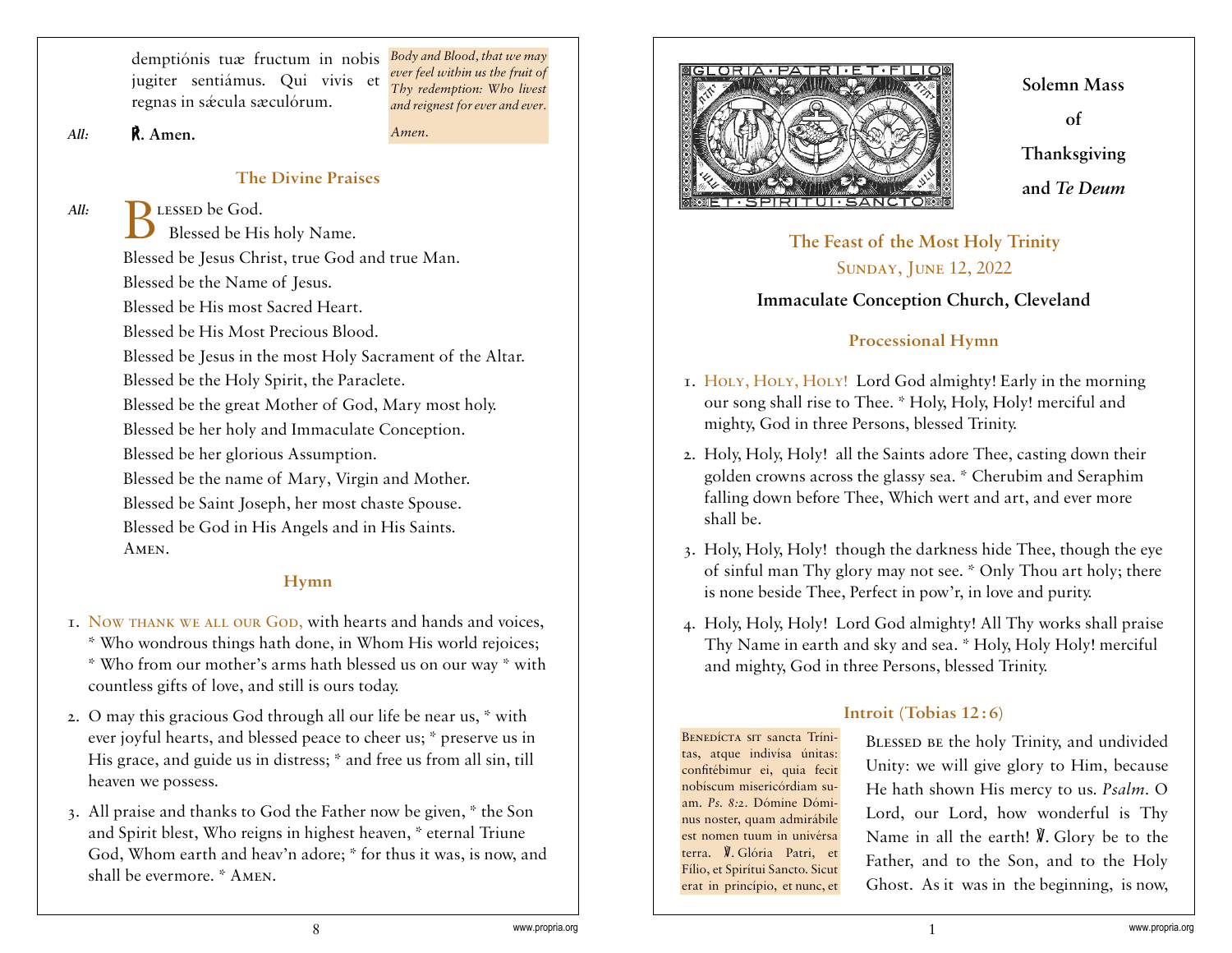demptiónis tuæ fructum in nobis jugiter sentiámus. Qui vivis et regnas in sǽcula sæculórum.

*Body and Blood, that we may ever feel within us the fruit of Thy redemption: Who livest and reignest for ever and ever.*

*All:* **℟. Amen.** *Amen.*

### The Divine Praises

*All:* Blessed be God.
Blessed be His holy Name.
Blessed be Jesus Christ, true God and true Man.
Blessed be the Name of Jesus.
Blessed be His most Sacred Heart.
Blessed be His Most Precious Blood.
Blessed be Jesus in the most Holy Sacrament of the Altar.
Blessed be the Holy Spirit, the Paraclete.
Blessed be the great Mother of God, Mary most holy.
Blessed be her holy and Immaculate Conception.
Blessed be her glorious Assumption.
Blessed be the name of Mary, Virgin and Mother.
Blessed be Saint Joseph, her most chaste Spouse.
Blessed be God in His Angels and in His Saints.
Amen.

### Hymn

1. Now thank we all our God, with hearts and hands and voices, * Who wondrous things hath done, in Whom His world rejoices; * Who from our mother's arms hath blessed us on our way * with countless gifts of love, and still is ours today.
2. O may this gracious God through all our life be near us, * with ever joyful hearts, and blessed peace to cheer us; * preserve us in His grace, and guide us in distress; * and free us from all sin, till heaven we possess.
3. All praise and thanks to God the Father now be given, * the Son and Spirit blest, Who reigns in highest heaven, * eternal Triune God, Whom earth and heav'n adore; * for thus it was, is now, and shall be evermore. * Amen.

GLORIA · PATRI · ET · FILIO · ET · SPIRITUI · SANCTO

# Solemn Mass of Thanksgiving and *Te Deum*

## The Feast of the Most Holy Trinity

Sunday, June 12, 2022

**Immaculate Conception Church, Cleveland**

### Processional Hymn

1. Holy, Holy, Holy! Lord God almighty! Early in the morning our song shall rise to Thee. * Holy, Holy, Holy! merciful and mighty, God in three Persons, blessed Trinity.
2. Holy, Holy, Holy! all the Saints adore Thee, casting down their golden crowns across the glassy sea. * Cherubim and Seraphim falling down before Thee, Which wert and art, and ever more shall be.
3. Holy, Holy, Holy! though the darkness hide Thee, though the eye of sinful man Thy glory may not see. * Only Thou art holy; there is none beside Thee, Perfect in pow'r, in love and purity.
4. Holy, Holy, Holy! Lord God almighty! All Thy works shall praise Thy Name in earth and sky and sea. * Holy, Holy Holy! merciful and mighty, God in three Persons, blessed Trinity.

### Introit (Tobias 12:6)

Benedícta sit sancta Trínitas, atque indivísa únitas: confitébimur ei, quia fecit nobíscum misericórdiam suam. *Ps. 8:2.* Dómine Dóminus noster, quam admirábile est nomen tuum in univérsa terra. ℣. Glória Patri, et Fílio, et Spirítui Sancto. Sicut erat in princípio, et nunc, et

Blessed be the holy Trinity, and undivided Unity: we will give glory to Him, because He hath shown His mercy to us. *Psalm.* O Lord, our Lord, how wonderful is Thy Name in all the earth! ℣. Glory be to the Father, and to the Son, and to the Holy Ghost. As it was in the beginning, is now,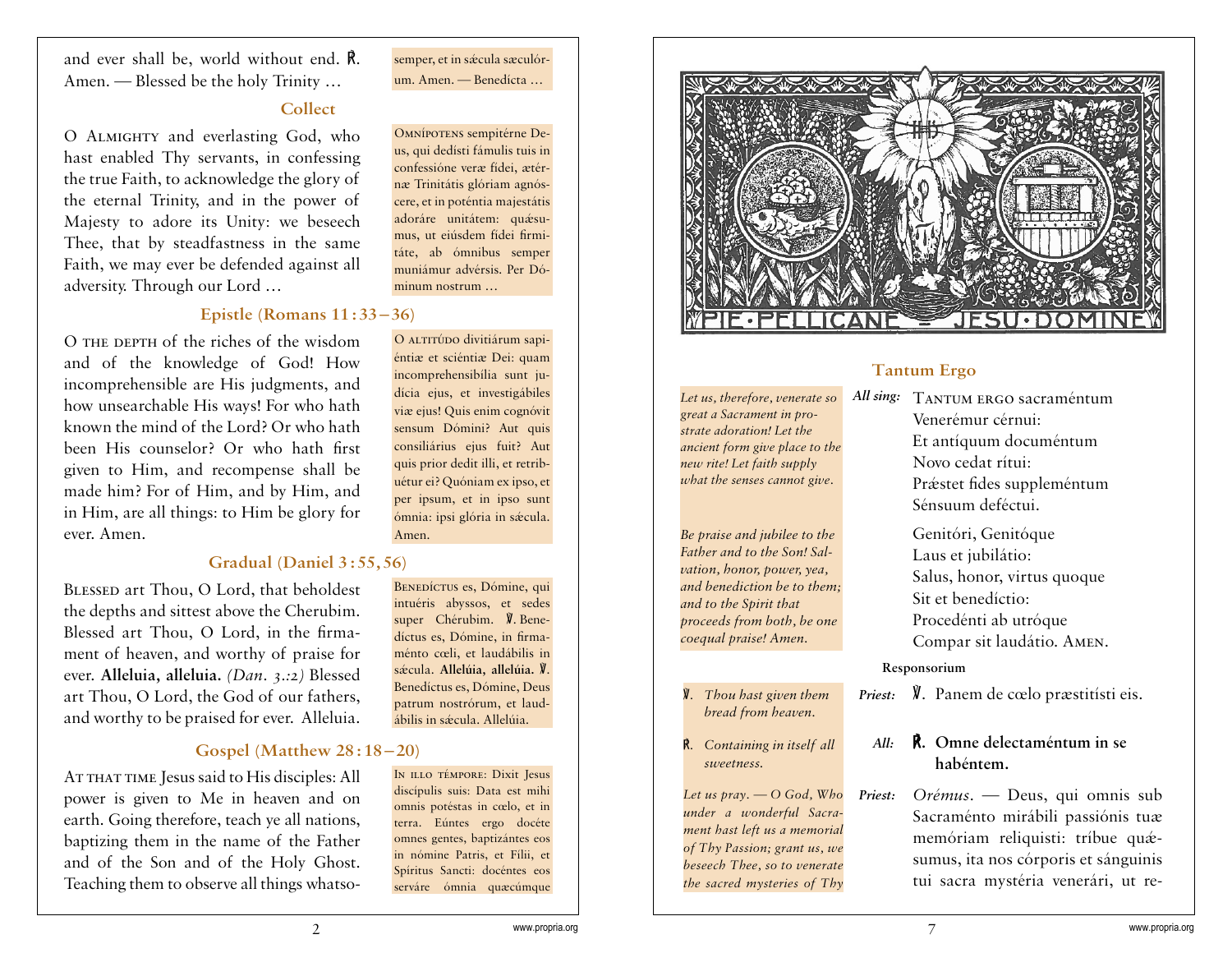and ever shall be, world without end. ℟. Amen. — Blessed be the holy Trinity …

semper, et in sǽcula sæculórum. Amen. — Benedícta …

### Collect

O Almighty and everlasting God, who hast enabled Thy servants, in confessing the true Faith, to acknowledge the glory of the eternal Trinity, and in the power of Majesty to adore its Unity: we beseech Thee, that by steadfastness in the same Faith, we may ever be defended against all adversity. Through our Lord …

Omnípotens sempitérne Deus, qui dedísti fámulis tuis in confessióne veræ fídei, ætérnæ Trinitátis glóriam agnóscere, et in poténtia majestátis adoráre unitátem: quǽsumus, ut eiúsdem fídei firmitáte, ab ómnibus semper muniámur advérsis. Per Dóminum nostrum …

### Epistle (Romans 11:33–36)

O the depth of the riches of the wisdom and of the knowledge of God! How incomprehensible are His judgments, and how unsearchable His ways! For who hath known the mind of the Lord? Or who hath been His counselor? Or who hath first given to Him, and recompense shall be made him? For of Him, and by Him, and in Him, are all things: to Him be glory for ever. Amen.

O altitúdo divitiárum sapiéntiæ et sciéntiæ Dei: quam incomprehensibília sunt judícia ejus, et investigábiles viæ ejus! Quis enim cognóvit sensum Dómini? Aut quis consiliárius ejus fuit? Aut quis prior dedit illi, et retribuétur ei? Quóniam ex ipso, et per ipsum, et in ipso sunt ómnia: ipsi glória in sǽcula. Amen.

### Gradual (Daniel 3:55, 56)

Blessed art Thou, O Lord, that beholdest the depths and sittest above the Cherubim. Blessed art Thou, O Lord, in the firmament of heaven, and worthy of praise for ever. **Alleluia, alleluia.** *(Dan. 3.:2)* Blessed art Thou, O Lord, the God of our fathers, and worthy to be praised for ever. Alleluia.

Benedíctus es, Dómine, qui intuéris abyssos, et sedes super Chérubim. ℣. Benedíctus es, Dómine, in firmaménto cœli, et laudábilis in sǽcula. **Allelúia, allelúia.** ℣. Benedíctus es, Dómine, Deus patrum nostrórum, et laudábilis in sǽcula. Allelúia.

### Gospel (Matthew 28:18–20)

At that time Jesus said to His disciples: All power is given to Me in heaven and on earth. Going therefore, teach ye all nations, baptizing them in the name of the Father and of the Son and of the Holy Ghost. Teaching them to observe all things whatso-

In illo témpore: Dixit Jesus discípulis suis: Data est mihi omnis potéstas in cœlo, et in terra. Eúntes ergo docéte omnes gentes, baptizántes eos in nómine Patris, et Fílii, et Spíritus Sancti: docéntes eos serváre ómnia quæcúmque

PIE • PELLICANE — JESU • DOMINE

### Tantum Ergo

*All sing:* Tantum ergo sacraméntum
Venerémur cérnui:
Et antíquum documéntum
Novo cedat rítui:
Prǽstet fides suppleméntum
Sénsuum deféctui.

*Let us, therefore, venerate so great a Sacrament in prostrate adoration! Let the ancient form give place to the new rite! Let faith supply what the senses cannot give.*

Genitóri, Genitóque
Laus et jubilátio:
Salus, honor, virtus quoque
Sit et benedíctio:
Procedénti ab utróque
Compar sit laudátio. Amen.

*Be praise and jubilee to the Father and to the Son! Salvation, honor, power, yea, and benediction be to them; and to the Spirit that proceeds from both, be one coequal praise! Amen.*

#### Responsorium

*Priest:* ℣. Panem de cœlo præstitísti eis.

℣. *Thou hast given them bread from heaven.*

*All:* **℟. Omne delectaméntum in se habéntem.**

℟. *Containing in itself all sweetness.*

*Priest:* *Orémus.* — Deus, qui omnis sub Sacraménto mirábili passiónis tuæ memóriam reliquisti: tríbue quǽsumus, ita nos córporis et sánguinis tui sacra mystéria venerári, ut re-

*Let us pray. — O God, Who under a wonderful Sacrament hast left us a memorial of Thy Passion; grant us, we beseech Thee, so to venerate the sacred mysteries of Thy*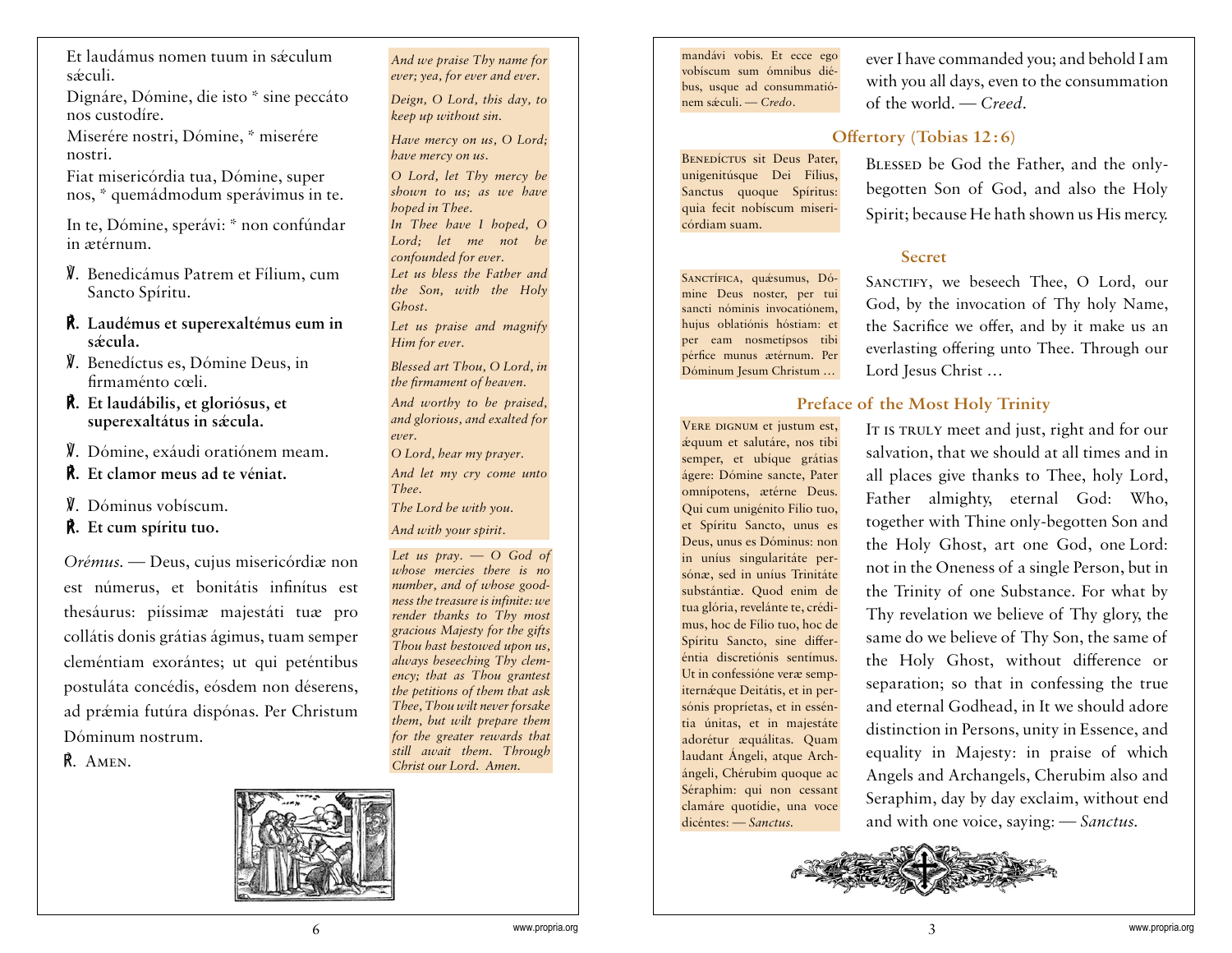Et laudámus nomen tuum in sǽculum sǽculi.

*And we praise Thy name for ever; yea, for ever and ever.*

Dignáre, Dómine, die isto * sine peccáto nos custodíre.

*Deign, O Lord, this day, to keep up without sin.*

Miserére nostri, Dómine, * miserére nostri.

*Have mercy on us, O Lord; have mercy on us.*

Fiat misericórdia tua, Dómine, super nos, * quemádmodum sperávimus in te.

*O Lord, let Thy mercy be shown to us; as we have hoped in Thee.*

In te, Dómine, sperávi: * non confúndar in ætérnum.

*In Thee have I hoped, O Lord; let me not be confounded for ever.*

℣. Benedicámus Patrem et Fílium, cum Sancto Spíritu.

*Let us bless the Father and the Son, with the Holy Ghost.*

**℟. Laudémus et superexaltémus eum in sǽcula.**

*Let us praise and magnify Him for ever.*

℣. Benedíctus es, Dómine Deus, in firmaménto cœli.

*Blessed art Thou, O Lord, in the firmament of heaven.*

**℟. Et laudábilis, et gloriósus, et superexaltátus in sǽcula.**

*And worthy to be praised, and glorious, and exalted for ever.*

℣. Dómine, exáudi oratiónem meam.

*O Lord, hear my prayer.*

**℟. Et clamor meus ad te véniat.**

*And let my cry come unto Thee.*

℣. Dóminus vobíscum.

*The Lord be with you.*

**℟. Et cum spíritu tuo.**

*And with your spirit.*

*Orémus.* — Deus, cujus misericórdiæ non est númerus, et bonitátis infinítus est thesáurus: piíssimæ majestáti tuæ pro collátis donis grátias ágimus, tuam semper cleméntiam exorántes; ut qui peténtibus postuláta concédis, eósdem non déserens, ad prǽmia futúra dispónas. Per Christum Dóminum nostrum.

℟. Amen.

*Let us pray. — O God of whose mercies there is no number, and of whose goodness the treasure is infinite: we render thanks to Thy most gracious Majesty for the gifts Thou hast bestowed upon us, always beseeching Thy clemency; that as Thou grantest the petitions of them that ask Thee, Thou wilt never forsake them, but wilt prepare them for the greater rewards that still await them. Through Christ our Lord. Amen.*

mandávi vobis. Et ecce ego vobíscum sum ómnibus diébus, usque ad consummatiónem sǽculi. — *Credo*.

ever I have commanded you; and behold I am with you all days, even to the consummation of the world. — *Creed*.

## Offertory (Tobias 12:6)

Benedíctus sit Deus Pater, unigenitúsque Dei Fílius, Sanctus quoque Spíritus: quia fecit nobíscum misericórdiam suam.

Blessed be God the Father, and the only-begotten Son of God, and also the Holy Spirit; because He hath shown us His mercy.

## Secret

Sanctífica, quǽsumus, Dómine Deus noster, per tui sancti nóminis invocatiónem, hujus oblatiónis hóstiam: et per eam nosmetípsos tibi pérfice munus ætérnum. Per Dóminum Jesum Christum …

Sanctify, we beseech Thee, O Lord, our God, by the invocation of Thy holy Name, the Sacrifice we offer, and by it make us an everlasting offering unto Thee. Through our Lord Jesus Christ …

## Preface of the Most Holy Trinity

Vere dignum et justum est, æquum et salutáre, nos tibi semper, et ubíque grátias ágere: Dómine sancte, Pater omnípotens, ætérne Deus. Qui cum unigénito Fílio tuo, et Spíritu Sancto, unus es Deus, unus es Dóminus: non in uníus singularitáte persónæ, sed in uníus Trinitáte substántiæ. Quod enim de tua glória, revelánte te, crédimus, hoc de Fílio tuo, hoc de Spíritu Sancto, sine differéntia discretiónis sentímus. Ut in confessióne veræ sempiternǽque Deitátis, et in persónis proprietas, et in esséntia únitas, et in majestáte adorétur æquálitas. Quam laudant Ángeli, atque Archángeli, Chérubim quoque ac Séraphim: qui non cessant clamáre quotídie, una voce dicéntes: — *Sanctus*.

It is truly meet and just, right and for our salvation, that we should at all times and in all places give thanks to Thee, holy Lord, Father almighty, eternal God: Who, together with Thine only-begotten Son and the Holy Ghost, art one God, one Lord: not in the Oneness of a single Person, but in the Trinity of one Substance. For what by Thy revelation we believe of Thy glory, the same do we believe of Thy Son, the same of the Holy Ghost, without difference or separation; so that in confessing the true and eternal Godhead, in It we should adore distinction in Persons, unity in Essence, and equality in Majesty: in praise of which Angels and Archangels, Cherubim also and Seraphim, day by day exclaim, without end and with one voice, saying: — *Sanctus*.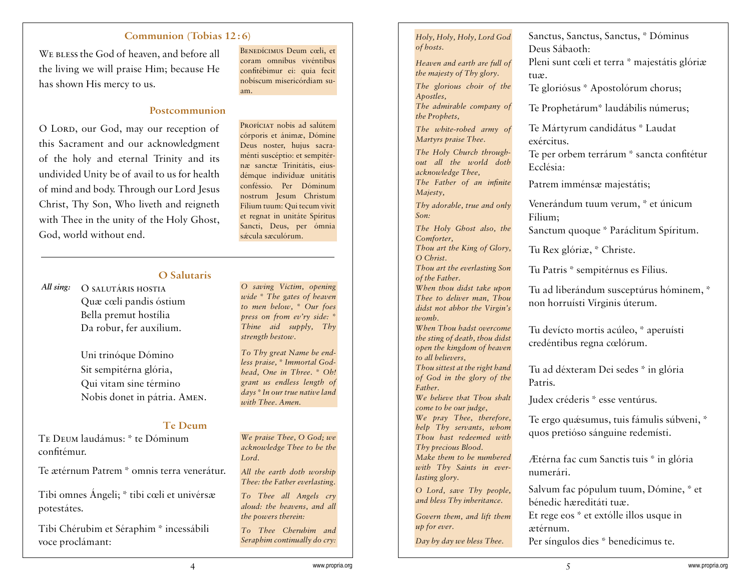## Communion (Tobias 12 : 6)

We bless the God of heaven, and before all the living we will praise Him; because He has shown His mercy to us.

Benedícimus Deum cœli, et coram omnibus vivéntibus confitébimur ei: quia fecit nobíscum misericórdiam suam.

## Postcommunion

O Lord, our God, may our reception of this Sacrament and our acknowledgment of the holy and eternal Trinity and its undivided Unity be of avail to us for health of mind and body. Through our Lord Jesus Christ, Thy Son, Who liveth and reigneth with Thee in the unity of the Holy Ghost, God, world without end.

Profíciat nobis ad salútem córporis et ánimæ, Dómine Deus noster, hujus sacraménti suscéptio: et sempitérnæ sanctæ Trinitátis, eiusdémque indivíduæ unitátis conféssio. Per Dóminum nostrum Jesum Christum Filium tuum: Qui tecum vivit et regnat in unitáte Spíritus Sancti, Deus, per ómnia sǽcula sæculórum.

---

## O Salutaris

*All sing:*

O salutáris hostia
Quæ cœli pandis óstium
Bella premut hostília
Da robur, fer auxílium.

*O saving Victim, opening wide * The gates of heaven to men below, * Our foes press on from ev'ry side: * Thine aid supply, Thy strength bestow.*

Uni trinóque Dómino
Sit sempitérna glória,
Qui vitam sine término
Nobis donet in pátria. Amen.

*To Thy great Name be endless praise, * Immortal Godhead, One in Three. * Oh! grant us endless length of days * In our true native land with Thee. Amen.*

## Te Deum

Te Deum laudámus: * te Dóminum confitémur.

*We praise Thee, O God; we acknowledge Thee to be the Lord.*

Te ætérnum Patrem * omnis terra venerátur.

*All the earth doth worship Thee: the Father everlasting.*

Tibi omnes Ángeli; * tibi cœli et univérsæ potestátes.

*To Thee all Angels cry aloud: the heavens, and all the powers therein:*

Tibi Chérubim et Séraphim * incessábili voce proclámant:

*To Thee Cherubim and Seraphim continually do cry:*

Sanctus, Sanctus, Sanctus, * Dóminus Deus Sábaoth:

*Holy, Holy, Holy, Lord God of hosts.*

Pleni sunt cœli et terra * majestátis glóriæ tuæ.

*Heaven and earth are full of the majesty of Thy glory.*

Te gloriósus * Apostolórum chorus;

*The glorious choir of the Apostles,*

Te Prophetárum* laudábilis númerus;

*The admirable company of the Prophets,*

Te Mártyrum candidátus * Laudat exércitus.

*The white-robed army of Martyrs praise Thee.*

Te per orbem terrárum * sancta confitétur Ecclésia:

*The Holy Church throughout all the world doth acknowledge Thee,*

Patrem imménsæ majestátis;

*The Father of an infinite Majesty,*

Venerándum tuum verum, * et únicum Fílium;

*Thy adorable, true and only Son:*

Sanctum quoque * Paráclitum Spíritum.

*The Holy Ghost also, the Comforter,*

Tu Rex glóriæ, * Christe.

*Thou art the King of Glory, O Christ.*

Tu Patris * sempitérnus es Fílius.

*Thou art the everlasting Son of the Father.*

Tu ad liberándum susceptúrus hóminem, * non horruísti Vírginis úterum.

*When thou didst take upon Thee to deliver man, Thou didst not abhor the Virgin's womb.*

Tu devícto mortis acúleo, * aperuísti credéntibus regna cœlórum.

*When Thou hadst overcome the sting of death, thou didst open the kingdom of heaven to all believers,*

Tu ad déxteram Dei sedes * in glória Patris.

*Thou sittest at the right hand of God in the glory of the Father.*

Judex créderis * esse ventúrus.

*We believe that Thou shalt come to be our judge,*

Te ergo quǽsumus, tuis fámulis súbveni, * quos pretióso sánguine redemísti.

*We pray Thee, therefore, help Thy servants, whom Thou hast redeemed with Thy precious Blood.*

Ætérna fac cum Sanctis tuis * in glória numerári.

*Make them to be numbered with Thy Saints in everlasting glory.*

Salvum fac pópulum tuum, Dómine, * et bénedic hæreditáti tuæ.

*O Lord, save Thy people, and bless Thy inheritance.*

Et rege eos * et extólle illos usque in ætérnum.

*Govern them, and lift them up for ever.*

Per síngulos dies * benedícimus te.

*Day by day we bless Thee.*